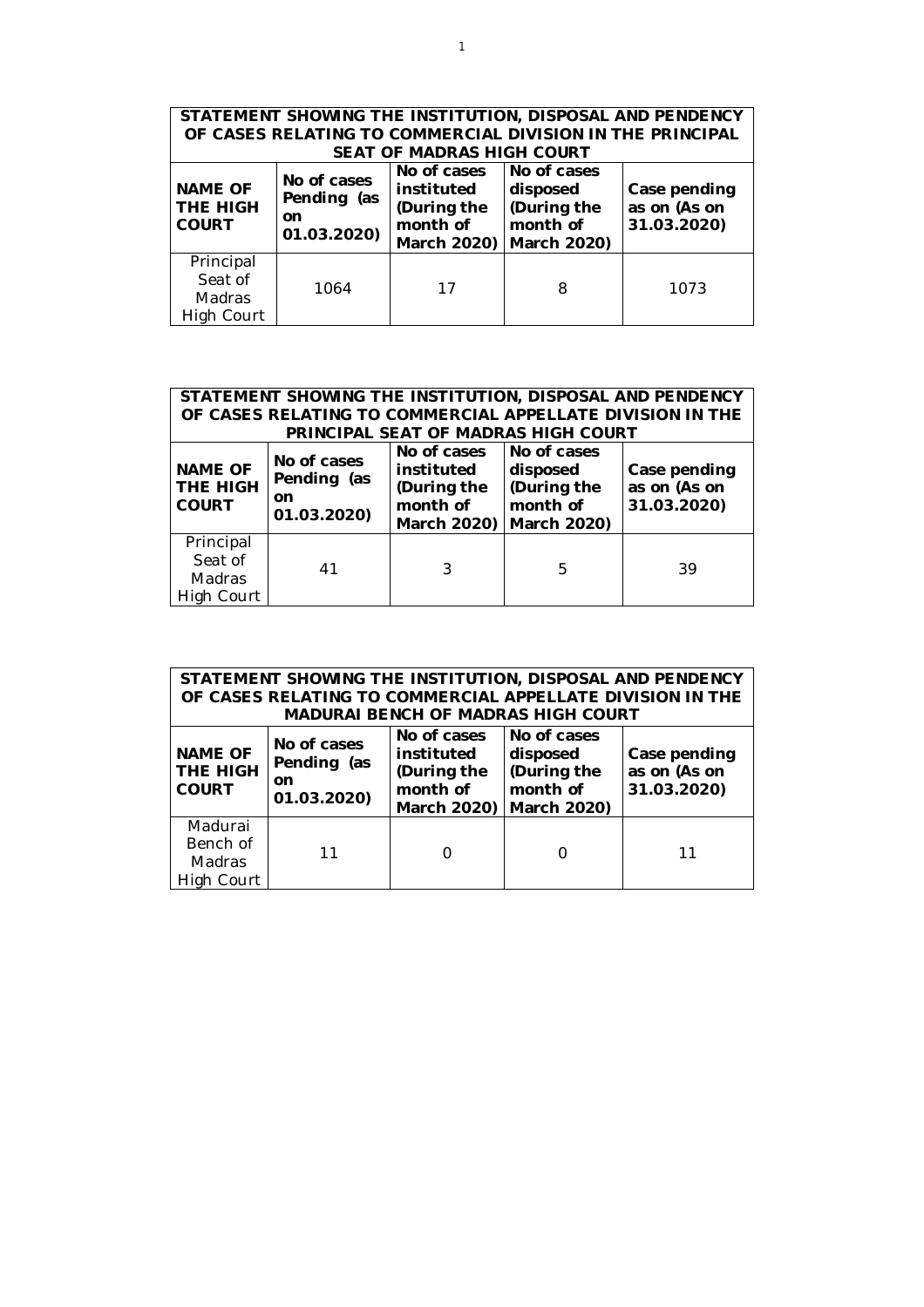| STATEMENT SHOWING THE INSTITUTION, DISPOSAL AND PENDENCY OF CASES RELATING TO COMMERCIAL DIVISION IN THE PRINCIPAL SEAT OF MADRAS HIGH COURT | | | | |
|---|---|---|---|---|
| **NAME OF THE HIGH COURT** | **No of cases Pending (as on 01.03.2020)** | **No of cases instituted (During the month of March 2020)** | **No of cases disposed (During the month of March 2020)** | **Case pending as on (As on 31.03.2020)** |
| Principal Seat of Madras High Court | 1064 | 17 | 8 | 1073 |

| STATEMENT SHOWING THE INSTITUTION, DISPOSAL AND PENDENCY OF CASES RELATING TO COMMERCIAL APPELLATE DIVISION IN THE PRINCIPAL SEAT OF MADRAS HIGH COURT | | | | |
|---|---|---|---|---|
| **NAME OF THE HIGH COURT** | **No of cases Pending (as on 01.03.2020)** | **No of cases instituted (During the month of March 2020)** | **No of cases disposed (During the month of March 2020)** | **Case pending as on (As on 31.03.2020)** |
| Principal Seat of Madras High Court | 41 | 3 | 5 | 39 |

| STATEMENT SHOWING THE INSTITUTION, DISPOSAL AND PENDENCY OF CASES RELATING TO COMMERCIAL APPELLATE DIVISION IN THE MADURAI BENCH OF MADRAS HIGH COURT | | | | |
|---|---|---|---|---|
| **NAME OF THE HIGH COURT** | **No of cases Pending (as on 01.03.2020)** | **No of cases instituted (During the month of March 2020)** | **No of cases disposed (During the month of March 2020)** | **Case pending as on (As on 31.03.2020)** |
| Madurai Bench of Madras High Court | 11 | 0 | 0 | 11 |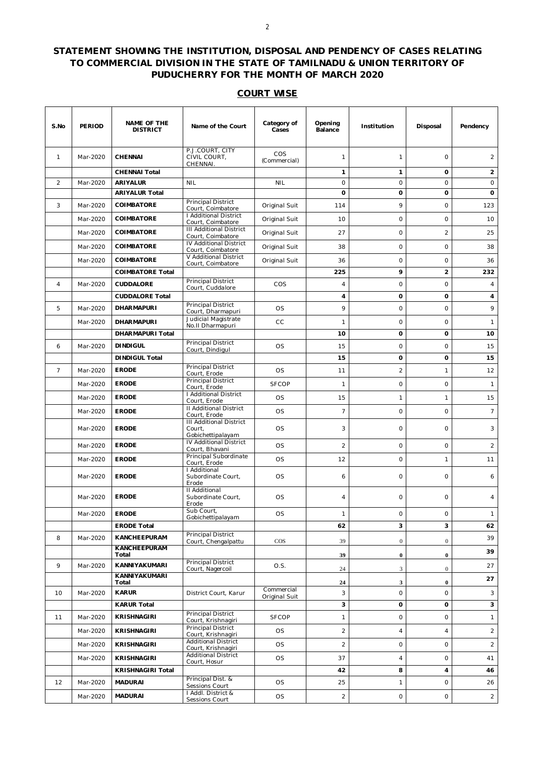## STATEMENT SHOWING THE INSTITUTION, DISPOSAL AND PENDENCY OF CASES RELATING TO COMMERCIAL DIVISION IN THE STATE OF TAMILNADU & UNION TERRITORY OF PUDUCHERRY FOR THE MONTH OF MARCH 2020

### COURT WISE

| S.No | PERIOD | NAME OF THE DISTRICT | Name of the Court | Category of Cases | Opening Balance | Institution | Disposal | Pendency |
|---|---|---|---|---|---|---|---|---|
| 1 | Mar-2020 | **CHENNAI** | P.J.COURT, CITY CIVIL COURT, CHENNAI. | COS (Commercial) | 1 | 1 | 0 | 2 |
| | | **CHENNAI Total** | | | **1** | **1** | **0** | **2** |
| 2 | Mar-2020 | **ARIYALUR** | NIL | NIL | 0 | 0 | 0 | 0 |
| | | **ARIYALUR Total** | | | **0** | **0** | **0** | **0** |
| 3 | Mar-2020 | **COIMBATORE** | Principal District Court, Coimbatore | Original Suit | 114 | 9 | 0 | 123 |
| | Mar-2020 | **COIMBATORE** | I Additional District Court, Coimbatore | Original Suit | 10 | 0 | 0 | 10 |
| | Mar-2020 | **COIMBATORE** | III Additional District Court, Coimbatore | Original Suit | 27 | 0 | 2 | 25 |
| | Mar-2020 | **COIMBATORE** | IV Additional District Court, Coimbatore | Original Suit | 38 | 0 | 0 | 38 |
| | Mar-2020 | **COIMBATORE** | V Additional District Court, Coimbatore | Original Suit | 36 | 0 | 0 | 36 |
| | | **COIMBATORE Total** | | | **225** | **9** | **2** | **232** |
| 4 | Mar-2020 | **CUDDALORE** | Principal District Court, Cuddalore | COS | 4 | 0 | 0 | 4 |
| | | **CUDDALORE Total** | | | **4** | **0** | **0** | **4** |
| 5 | Mar-2020 | **DHARMAPURI** | Principal District Court, Dharmapuri | OS | 9 | 0 | 0 | 9 |
| | Mar-2020 | **DHARMAPURI** | Judicial Magistrate No.II Dharmapuri | CC | 1 | 0 | 0 | 1 |
| | | **DHARMAPURI Total** | | | **10** | **0** | **0** | **10** |
| 6 | Mar-2020 | **DINDIGUL** | Principal District Court, Dindigul | OS | 15 | 0 | 0 | 15 |
| | | **DINDIGUL Total** | | | **15** | **0** | **0** | **15** |
| 7 | Mar-2020 | **ERODE** | Principal District Court, Erode | OS | 11 | 2 | 1 | 12 |
| | Mar-2020 | **ERODE** | Principal District Court, Erode | SFCOP | 1 | 0 | 0 | 1 |
| | Mar-2020 | **ERODE** | I Additional District Court, Erode | OS | 15 | 1 | 1 | 15 |
| | Mar-2020 | **ERODE** | II Additional District Court, Erode | OS | 7 | 0 | 0 | 7 |
| | Mar-2020 | **ERODE** | III Additional District Court, Gobichettipalayam | OS | 3 | 0 | 0 | 3 |
| | Mar-2020 | **ERODE** | IV Additional District Court, Bhavani | OS | 2 | 0 | 0 | 2 |
| | Mar-2020 | **ERODE** | Principal Subordinate Court, Erode | OS | 12 | 0 | 1 | 11 |
| | Mar-2020 | **ERODE** | I Additional Subordinate Court, Erode | OS | 6 | 0 | 0 | 6 |
| | Mar-2020 | **ERODE** | II Additional Subordinate Court, Erode | OS | 4 | 0 | 0 | 4 |
| | Mar-2020 | **ERODE** | Sub Court, Gobichettipalayam | OS | 1 | 0 | 0 | 1 |
| | | **ERODE Total** | | | **62** | **3** | **3** | **62** |
| 8 | Mar-2020 | **KANCHEEPURAM** | Principal District Court, Chengalpattu | COS | 39 | 0 | 0 | 39 |
| | | **KANCHEEPURAM Total** | | | **39** | **0** | **0** | **39** |
| 9 | Mar-2020 | **KANNIYAKUMARI** | Principal District Court, Nagercoil | O.S. | 24 | 3 | 0 | 27 |
| | | **KANNIYAKUMARI Total** | | | **24** | **3** | **0** | **27** |
| 10 | Mar-2020 | **KARUR** | District Court, Karur | Commercial Original Suit | 3 | 0 | 0 | 3 |
| | | **KARUR Total** | | | **3** | **0** | **0** | **3** |
| 11 | Mar-2020 | **KRISHNAGIRI** | Principal District Court, Krishnagiri | SFCOP | 1 | 0 | 0 | 1 |
| | Mar-2020 | **KRISHNAGIRI** | Principal District Court, Krishnagiri | OS | 2 | 4 | 4 | 2 |
| | Mar-2020 | **KRISHNAGIRI** | Additional District Court, Krishnagiri | OS | 2 | 0 | 0 | 2 |
| | Mar-2020 | **KRISHNAGIRI** | Additional District Court, Hosur | OS | 37 | 4 | 0 | 41 |
| | | **KRISHNAGIRI Total** | | | **42** | **8** | **4** | **46** |
| 12 | Mar-2020 | **MADURAI** | Principal Dist. & Sessions Court | OS | 25 | 1 | 0 | 26 |
| | Mar-2020 | **MADURAI** | I Addl. District & Sessions Court | OS | 2 | 0 | 0 | 2 |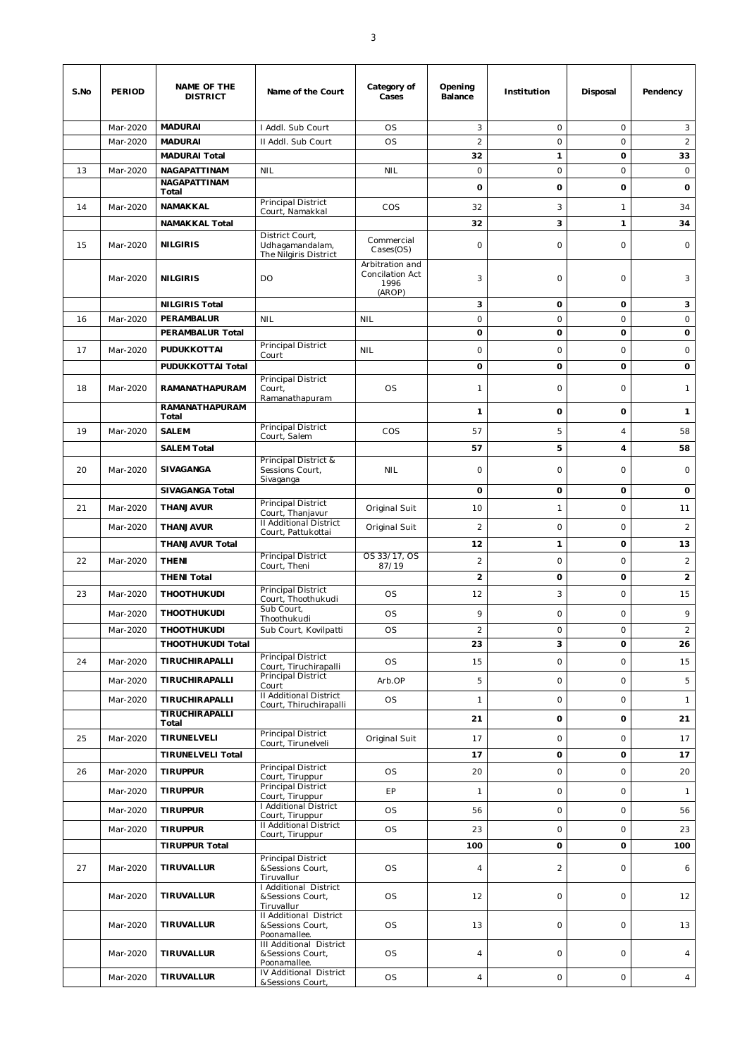| S.No | PERIOD | NAME OF THE DISTRICT | Name of the Court | Category of Cases | Opening Balance | Institution | Disposal | Pendency |
|---|---|---|---|---|---|---|---|---|
| | Mar-2020 | **MADURAI** | I Addl. Sub Court | OS | 3 | 0 | 0 | 3 |
| | Mar-2020 | **MADURAI** | II Addl. Sub Court | OS | 2 | 0 | 0 | 2 |
| | | **MADURAI Total** | | | **32** | **1** | **0** | **33** |
| 13 | Mar-2020 | **NAGAPATTINAM** | NIL | NIL | 0 | 0 | 0 | 0 |
| | | **NAGAPATTINAM Total** | | | **0** | **0** | **0** | **0** |
| 14 | Mar-2020 | **NAMAKKAL** | Principal District Court, Namakkal | COS | 32 | 3 | 1 | 34 |
| | | **NAMAKKAL Total** | | | **32** | **3** | **1** | **34** |
| 15 | Mar-2020 | **NILGIRIS** | District Court, Udhagamandalam, The Nilgiris District | Commercial Cases(OS) | 0 | 0 | 0 | 0 |
| | Mar-2020 | **NILGIRIS** | DO | Arbitration and Concilation Act 1996 (AROP) | 3 | 0 | 0 | 3 |
| | | **NILGIRIS Total** | | | **3** | **0** | **0** | **3** |
| 16 | Mar-2020 | **PERAMBALUR** | NIL | NIL | 0 | 0 | 0 | 0 |
| | | **PERAMBALUR Total** | | | **0** | **0** | **0** | **0** |
| 17 | Mar-2020 | **PUDUKKOTTAI** | Principal District Court | NIL | 0 | 0 | 0 | 0 |
| | | **PUDUKKOTTAI Total** | | | **0** | **0** | **0** | **0** |
| 18 | Mar-2020 | **RAMANATHAPURAM** | Principal District Court, Ramanathapuram | OS | 1 | 0 | 0 | 1 |
| | | **RAMANATHAPURAM Total** | | | **1** | **0** | **0** | **1** |
| 19 | Mar-2020 | **SALEM** | Principal District Court, Salem | COS | 57 | 5 | 4 | 58 |
| | | **SALEM Total** | | | **57** | **5** | **4** | **58** |
| 20 | Mar-2020 | **SIVAGANGA** | Principal District & Sessions Court, Sivaganga | NIL | 0 | 0 | 0 | 0 |
| | | **SIVAGANGA Total** | | | **0** | **0** | **0** | **0** |
| 21 | Mar-2020 | **THANJAVUR** | Principal District Court, Thanjavur | Original Suit | 10 | 1 | 0 | 11 |
| | Mar-2020 | **THANJAVUR** | II Additional District Court, Pattukottai | Original Suit | 2 | 0 | 0 | 2 |
| | | **THANJAVUR Total** | | | **12** | **1** | **0** | **13** |
| 22 | Mar-2020 | **THENI** | Principal District Court, Theni | OS 33/17, OS 87/19 | 2 | 0 | 0 | 2 |
| | | **THENI Total** | | | **2** | **0** | **0** | **2** |
| 23 | Mar-2020 | **THOOTHUKUDI** | Principal District Court, Thoothukudi | OS | 12 | 3 | 0 | 15 |
| | Mar-2020 | **THOOTHUKUDI** | Sub Court, Thoothukudi | OS | 9 | 0 | 0 | 9 |
| | Mar-2020 | **THOOTHUKUDI** | Sub Court, Kovilpatti | OS | 2 | 0 | 0 | 2 |
| | | **THOOTHUKUDI Total** | | | **23** | **3** | **0** | **26** |
| 24 | Mar-2020 | **TIRUCHIRAPALLI** | Principal District Court, Tiruchirapalli | OS | 15 | 0 | 0 | 15 |
| | Mar-2020 | **TIRUCHIRAPALLI** | Principal District Court | Arb.OP | 5 | 0 | 0 | 5 |
| | Mar-2020 | **TIRUCHIRAPALLI** | II Additional District Court, Thiruchirapalli | OS | 1 | 0 | 0 | 1 |
| | | **TIRUCHIRAPALLI Total** | | | **21** | **0** | **0** | **21** |
| 25 | Mar-2020 | **TIRUNELVELI** | Principal District Court, Tirunelveli | Original Suit | 17 | 0 | 0 | 17 |
| | | **TIRUNELVELI Total** | | | **17** | **0** | **0** | **17** |
| 26 | Mar-2020 | **TIRUPPUR** | Principal District Court, Tiruppur | OS | 20 | 0 | 0 | 20 |
| | Mar-2020 | **TIRUPPUR** | Principal District Court, Tiruppur | EP | 1 | 0 | 0 | 1 |
| | Mar-2020 | **TIRUPPUR** | I Additional District Court, Tiruppur | OS | 56 | 0 | 0 | 56 |
| | Mar-2020 | **TIRUPPUR** | II Additional District Court, Tiruppur | OS | 23 | 0 | 0 | 23 |
| | | **TIRUPPUR Total** | | | **100** | **0** | **0** | **100** |
| 27 | Mar-2020 | **TIRUVALLUR** | Principal District &Sessions Court, Tiruvallur | OS | 4 | 2 | 0 | 6 |
| | Mar-2020 | **TIRUVALLUR** | I Additional District &Sessions Court, Tiruvallur | OS | 12 | 0 | 0 | 12 |
| | Mar-2020 | **TIRUVALLUR** | II Additional District &Sessions Court, Poonamallee. | OS | 13 | 0 | 0 | 13 |
| | Mar-2020 | **TIRUVALLUR** | III Additional District &Sessions Court, Poonamallee. | OS | 4 | 0 | 0 | 4 |
| | Mar-2020 | **TIRUVALLUR** | IV Additional District &Sessions Court, | OS | 4 | 0 | 0 | 4 |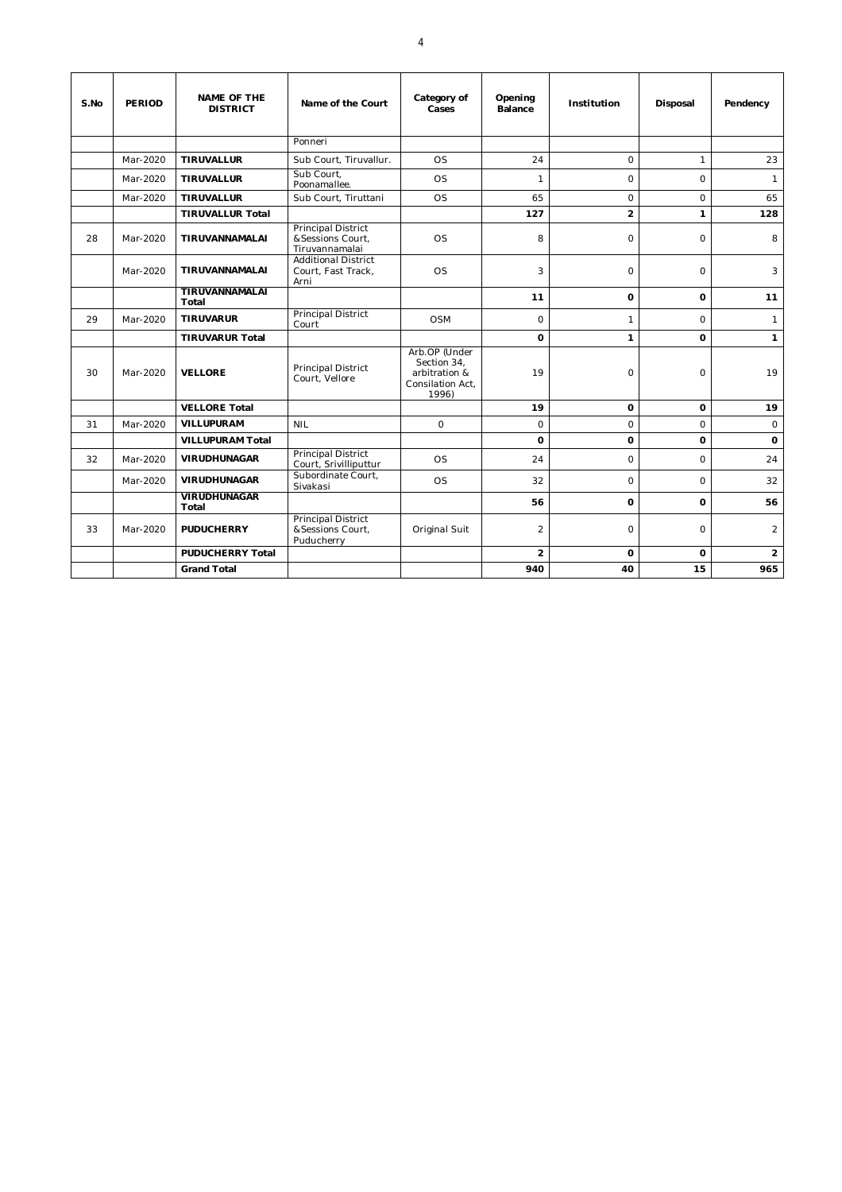| S.No | PERIOD | NAME OF THE DISTRICT | Name of the Court | Category of Cases | Opening Balance | Institution | Disposal | Pendency |
|---|---|---|---|---|---|---|---|---|
| | | | Ponneri | | | | | |
| | Mar-2020 | **TIRUVALLUR** | Sub Court, Tiruvallur. | OS | 24 | 0 | 1 | 23 |
| | Mar-2020 | **TIRUVALLUR** | Sub Court, Poonamallee. | OS | 1 | 0 | 0 | 1 |
| | Mar-2020 | **TIRUVALLUR** | Sub Court, Tiruttani | OS | 65 | 0 | 0 | 65 |
| | | **TIRUVALLUR Total** | | | **127** | **2** | **1** | **128** |
| 28 | Mar-2020 | **TIRUVANNAMALAI** | Principal District &Sessions Court, Tiruvannamalai | OS | 8 | 0 | 0 | 8 |
| | Mar-2020 | **TIRUVANNAMALAI** | Additional District Court, Fast Track, Arni | OS | 3 | 0 | 0 | 3 |
| | | **TIRUVANNAMALAI Total** | | | **11** | **0** | **0** | **11** |
| 29 | Mar-2020 | **TIRUVARUR** | Principal District Court | OSM | 0 | 1 | 0 | 1 |
| | | **TIRUVARUR Total** | | | **0** | **1** | **0** | **1** |
| 30 | Mar-2020 | **VELLORE** | Principal District Court, Vellore | Arb.OP (Under Section 34, arbitration & Consilation Act, 1996) | 19 | 0 | 0 | 19 |
| | | **VELLORE Total** | | | **19** | **0** | **0** | **19** |
| 31 | Mar-2020 | **VILLUPURAM** | NIL | 0 | 0 | 0 | 0 | 0 |
| | | **VILLUPURAM Total** | | | **0** | **0** | **0** | **0** |
| 32 | Mar-2020 | **VIRUDHUNAGAR** | Principal District Court, Srivilliputtur | OS | 24 | 0 | 0 | 24 |
| | Mar-2020 | **VIRUDHUNAGAR** | Subordinate Court, Sivakasi | OS | 32 | 0 | 0 | 32 |
| | | **VIRUDHUNAGAR Total** | | | **56** | **0** | **0** | **56** |
| 33 | Mar-2020 | **PUDUCHERRY** | Principal District &Sessions Court, Puducherry | Original Suit | 2 | 0 | 0 | 2 |
| | | **PUDUCHERRY Total** | | | **2** | **0** | **0** | **2** |
| | | **Grand Total** | | | **940** | **40** | **15** | **965** |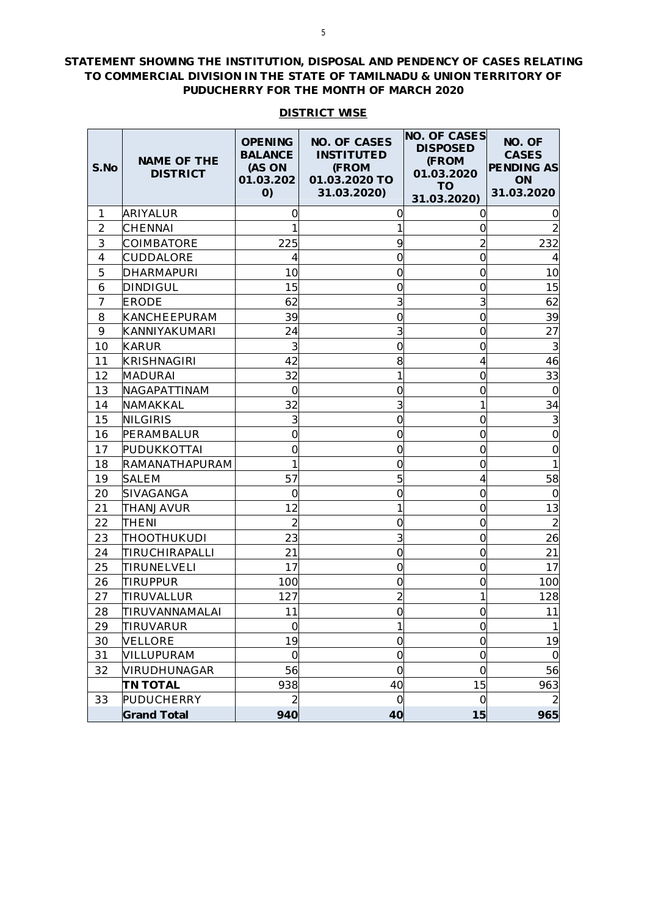**STATEMENT SHOWING THE INSTITUTION, DISPOSAL AND PENDENCY OF CASES RELATING TO COMMERCIAL DIVISION IN THE STATE OF TAMILNADU & UNION TERRITORY OF PUDUCHERRY FOR THE MONTH OF MARCH 2020**

**DISTRICT WISE**

| S.No | NAME OF THE DISTRICT | OPENING BALANCE (AS ON 01.03.2020) | NO. OF CASES INSTITUTED (FROM 01.03.2020 TO 31.03.2020) | NO. OF CASES DISPOSED (FROM 01.03.2020 TO 31.03.2020) | NO. OF CASES PENDING AS ON 31.03.2020 |
|---|---|---|---|---|---|
| 1 | ARIYALUR | 0 | 0 | 0 | 0 |
| 2 | CHENNAI | 1 | 1 | 0 | 2 |
| 3 | COIMBATORE | 225 | 9 | 2 | 232 |
| 4 | CUDDALORE | 4 | 0 | 0 | 4 |
| 5 | DHARMAPURI | 10 | 0 | 0 | 10 |
| 6 | DINDIGUL | 15 | 0 | 0 | 15 |
| 7 | ERODE | 62 | 3 | 3 | 62 |
| 8 | KANCHEEPURAM | 39 | 0 | 0 | 39 |
| 9 | KANNIYAKUMARI | 24 | 3 | 0 | 27 |
| 10 | KARUR | 3 | 0 | 0 | 3 |
| 11 | KRISHNAGIRI | 42 | 8 | 4 | 46 |
| 12 | MADURAI | 32 | 1 | 0 | 33 |
| 13 | NAGAPATTINAM | 0 | 0 | 0 | 0 |
| 14 | NAMAKKAL | 32 | 3 | 1 | 34 |
| 15 | NILGIRIS | 3 | 0 | 0 | 3 |
| 16 | PERAMBALUR | 0 | 0 | 0 | 0 |
| 17 | PUDUKKOTTAI | 0 | 0 | 0 | 0 |
| 18 | RAMANATHAPURAM | 1 | 0 | 0 | 1 |
| 19 | SALEM | 57 | 5 | 4 | 58 |
| 20 | SIVAGANGA | 0 | 0 | 0 | 0 |
| 21 | THANJAVUR | 12 | 1 | 0 | 13 |
| 22 | THENI | 2 | 0 | 0 | 2 |
| 23 | THOOTHUKUDI | 23 | 3 | 0 | 26 |
| 24 | TIRUCHIRAPALLI | 21 | 0 | 0 | 21 |
| 25 | TIRUNELVELI | 17 | 0 | 0 | 17 |
| 26 | TIRUPPUR | 100 | 0 | 0 | 100 |
| 27 | TIRUVALLUR | 127 | 2 | 1 | 128 |
| 28 | TIRUVANNAMALAI | 11 | 0 | 0 | 11 |
| 29 | TIRUVARUR | 0 | 1 | 0 | 1 |
| 30 | VELLORE | 19 | 0 | 0 | 19 |
| 31 | VILLUPURAM | 0 | 0 | 0 | 0 |
| 32 | VIRUDHUNAGAR | 56 | 0 | 0 | 56 |
| | **TN TOTAL** | 938 | 40 | 15 | 963 |
| 33 | PUDUCHERRY | 2 | 0 | 0 | 2 |
| | **Grand Total** | **940** | **40** | **15** | **965** |